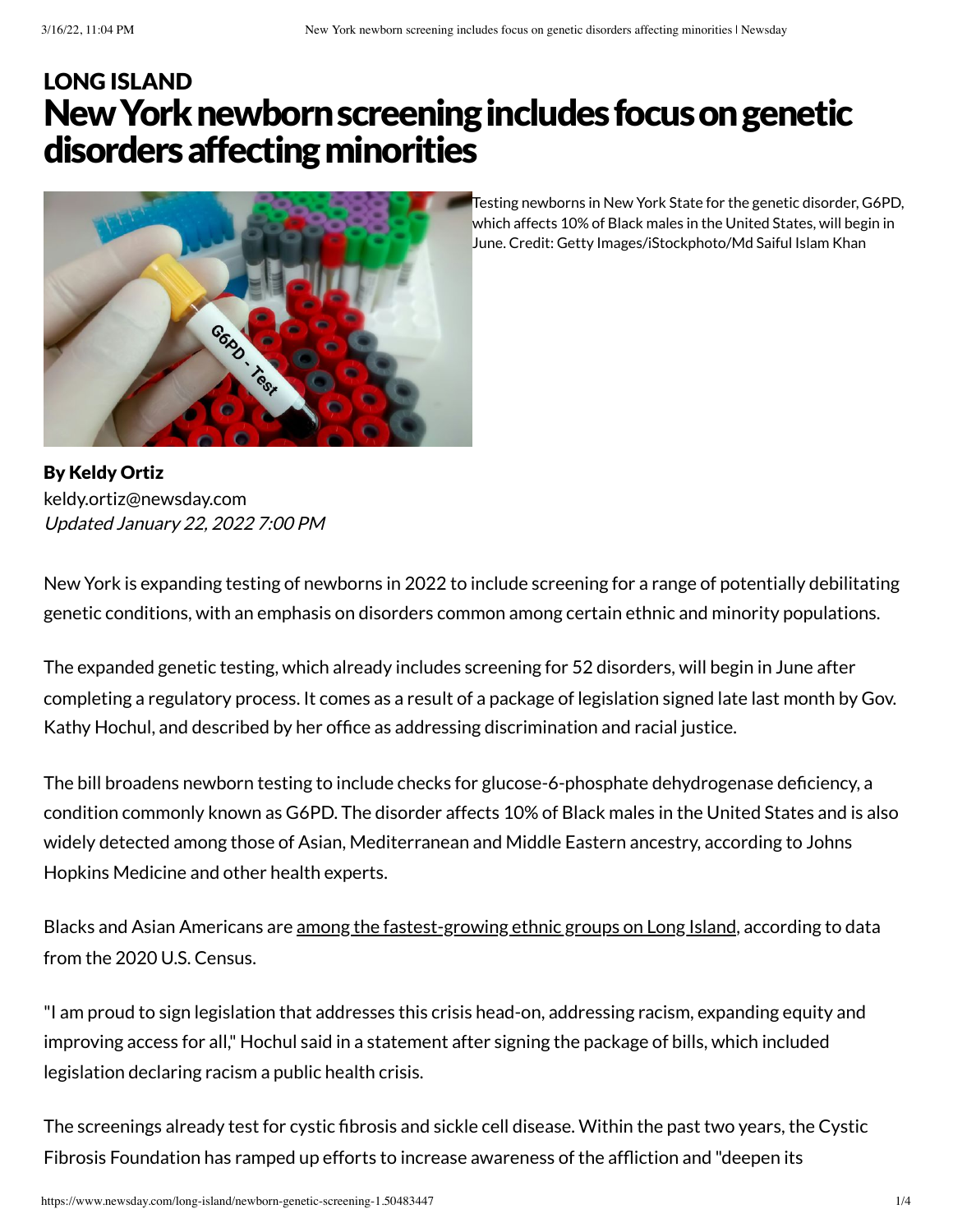LONG ISLAND

# New York newborn screening includes focus on genetic disorders affecting minorities

Testing newborns in New York State for the genetic disorder, G6PD, which affects 10% of Black males in the United States, will begin in June. Credit: Getty Images/iStockphoto/Md Saiful Islam Khan

**By Keldy Ortiz**
keldy.ortiz@newsday.com
*Updated January 22, 2022 7:00 PM*

New York is expanding testing of newborns in 2022 to include screening for a range of potentially debilitating genetic conditions, with an emphasis on disorders common among certain ethnic and minority populations.

The expanded genetic testing, which already includes screening for 52 disorders, will begin in June after completing a regulatory process. It comes as a result of a package of legislation signed late last month by Gov. Kathy Hochul, and described by her office as addressing discrimination and racial justice.

The bill broadens newborn testing to include checks for glucose-6-phosphate dehydrogenase deficiency, a condition commonly known as G6PD. The disorder affects 10% of Black males in the United States and is also widely detected among those of Asian, Mediterranean and Middle Eastern ancestry, according to Johns Hopkins Medicine and other health experts.

Blacks and Asian Americans are among the fastest-growing ethnic groups on Long Island, according to data from the 2020 U.S. Census.

"I am proud to sign legislation that addresses this crisis head-on, addressing racism, expanding equity and improving access for all," Hochul said in a statement after signing the package of bills, which included legislation declaring racism a public health crisis.

The screenings already test for cystic fibrosis and sickle cell disease. Within the past two years, the Cystic Fibrosis Foundation has ramped up efforts to increase awareness of the affliction and "deepen its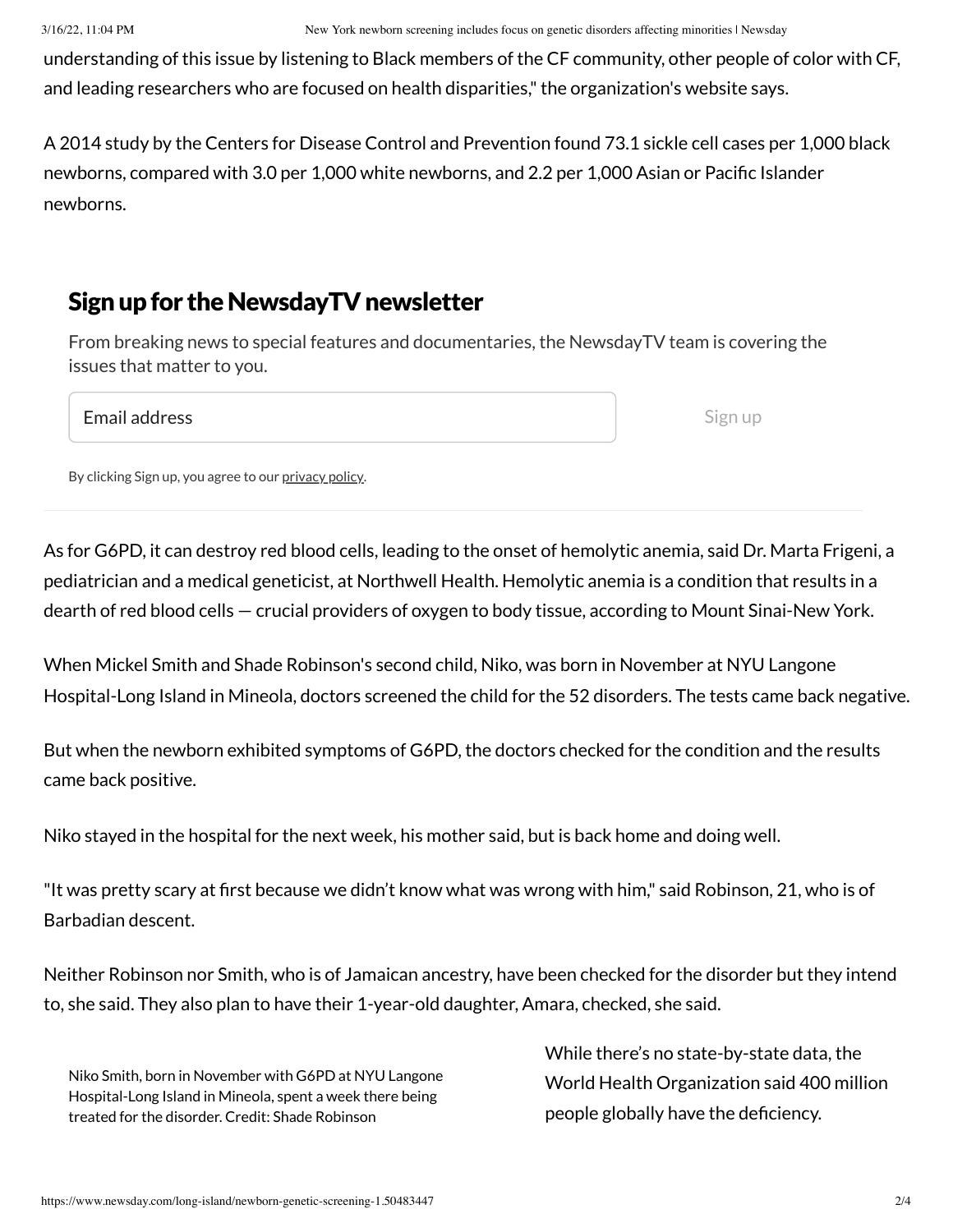understanding of this issue by listening to Black members of the CF community, other people of color with CF, and leading researchers who are focused on health disparities," the organization's website says.

A 2014 study by the Centers for Disease Control and Prevention found 73.1 sickle cell cases per 1,000 black newborns, compared with 3.0 per 1,000 white newborns, and 2.2 per 1,000 Asian or Pacific Islander newborns.

## Sign up for the NewsdayTV newsletter

From breaking news to special features and documentaries, the NewsdayTV team is covering the issues that matter to you.

Email address

Sign up

By clicking Sign up, you agree to our privacy policy.

As for G6PD, it can destroy red blood cells, leading to the onset of hemolytic anemia, said Dr. Marta Frigeni, a pediatrician and a medical geneticist, at Northwell Health. Hemolytic anemia is a condition that results in a dearth of red blood cells — crucial providers of oxygen to body tissue, according to Mount Sinai-New York.

When Mickel Smith and Shade Robinson's second child, Niko, was born in November at NYU Langone Hospital-Long Island in Mineola, doctors screened the child for the 52 disorders. The tests came back negative.

But when the newborn exhibited symptoms of G6PD, the doctors checked for the condition and the results came back positive.

Niko stayed in the hospital for the next week, his mother said, but is back home and doing well.

"It was pretty scary at first because we didn't know what was wrong with him," said Robinson, 21, who is of Barbadian descent.

Neither Robinson nor Smith, who is of Jamaican ancestry, have been checked for the disorder but they intend to, she said. They also plan to have their 1-year-old daughter, Amara, checked, she said.

Niko Smith, born in November with G6PD at NYU Langone Hospital-Long Island in Mineola, spent a week there being treated for the disorder. Credit: Shade Robinson

While there's no state-by-state data, the World Health Organization said 400 million people globally have the deficiency.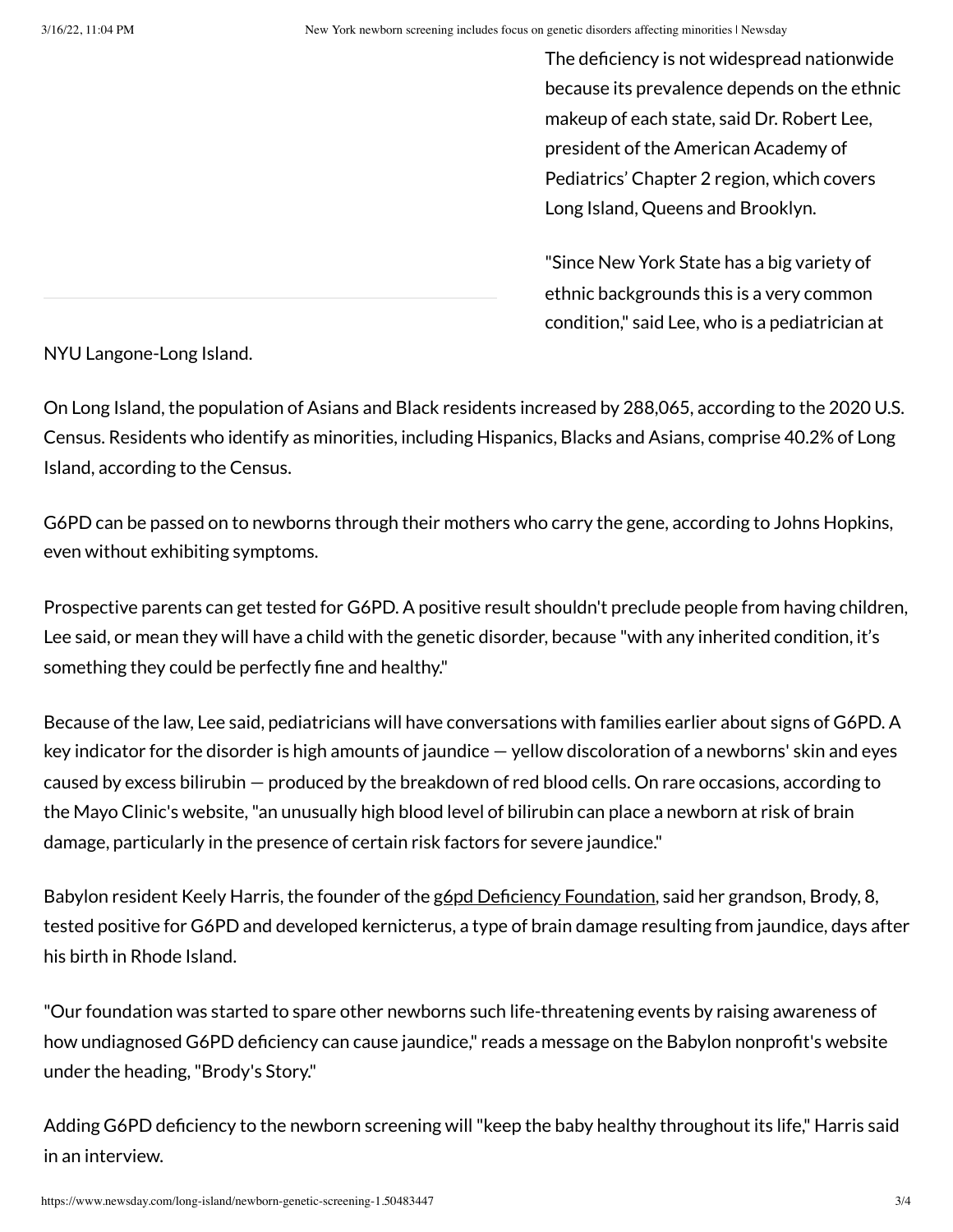The deficiency is not widespread nationwide because its prevalence depends on the ethnic makeup of each state, said Dr. Robert Lee, president of the American Academy of Pediatrics' Chapter 2 region, which covers Long Island, Queens and Brooklyn.

"Since New York State has a big variety of ethnic backgrounds this is a very common condition," said Lee, who is a pediatrician at NYU Langone-Long Island.

On Long Island, the population of Asians and Black residents increased by 288,065, according to the 2020 U.S. Census. Residents who identify as minorities, including Hispanics, Blacks and Asians, comprise 40.2% of Long Island, according to the Census.

G6PD can be passed on to newborns through their mothers who carry the gene, according to Johns Hopkins, even without exhibiting symptoms.

Prospective parents can get tested for G6PD. A positive result shouldn't preclude people from having children, Lee said, or mean they will have a child with the genetic disorder, because "with any inherited condition, it's something they could be perfectly fine and healthy."

Because of the law, Lee said, pediatricians will have conversations with families earlier about signs of G6PD. A key indicator for the disorder is high amounts of jaundice — yellow discoloration of a newborns' skin and eyes caused by excess bilirubin — produced by the breakdown of red blood cells. On rare occasions, according to the Mayo Clinic's website, "an unusually high blood level of bilirubin can place a newborn at risk of brain damage, particularly in the presence of certain risk factors for severe jaundice."

Babylon resident Keely Harris, the founder of the g6pd Deficiency Foundation, said her grandson, Brody, 8, tested positive for G6PD and developed kernicterus, a type of brain damage resulting from jaundice, days after his birth in Rhode Island.

"Our foundation was started to spare other newborns such life-threatening events by raising awareness of how undiagnosed G6PD deficiency can cause jaundice," reads a message on the Babylon nonprofit's website under the heading, "Brody's Story."

Adding G6PD deficiency to the newborn screening will "keep the baby healthy throughout its life," Harris said in an interview.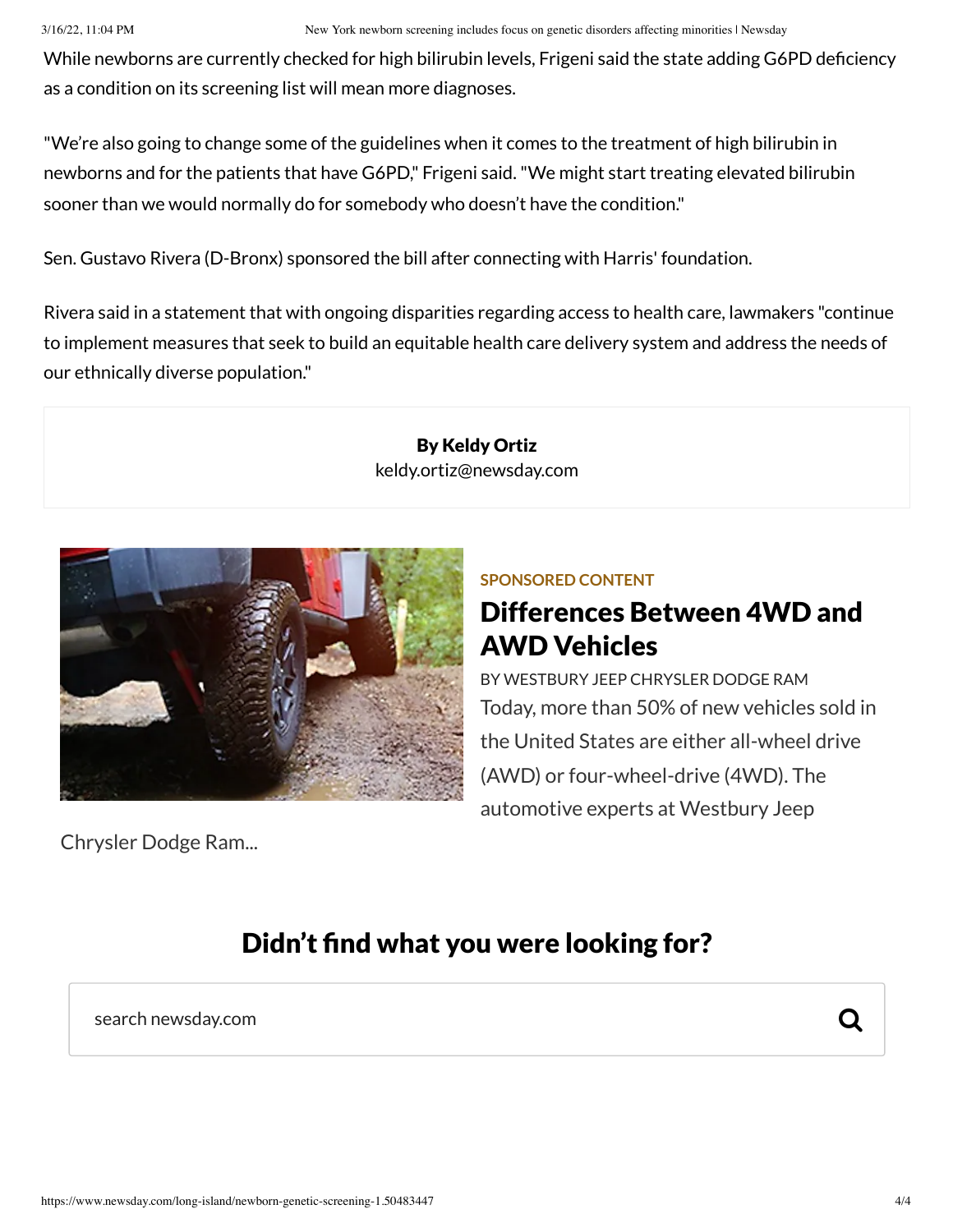While newborns are currently checked for high bilirubin levels, Frigeni said the state adding G6PD deficiency as a condition on its screening list will mean more diagnoses.

"We're also going to change some of the guidelines when it comes to the treatment of high bilirubin in newborns and for the patients that have G6PD," Frigeni said. "We might start treating elevated bilirubin sooner than we would normally do for somebody who doesn't have the condition."

Sen. Gustavo Rivera (D-Bronx) sponsored the bill after connecting with Harris' foundation.

Rivera said in a statement that with ongoing disparities regarding access to health care, lawmakers "continue to implement measures that seek to build an equitable health care delivery system and address the needs of our ethnically diverse population."

**By Keldy Ortiz**
keldy.ortiz@newsday.com

SPONSORED CONTENT

## Differences Between 4WD and AWD Vehicles

BY WESTBURY JEEP CHRYSLER DODGE RAM

Today, more than 50% of new vehicles sold in the United States are either all-wheel drive (AWD) or four-wheel-drive (4WD). The automotive experts at Westbury Jeep Chrysler Dodge Ram...

## Didn't find what you were looking for?

search newsday.com